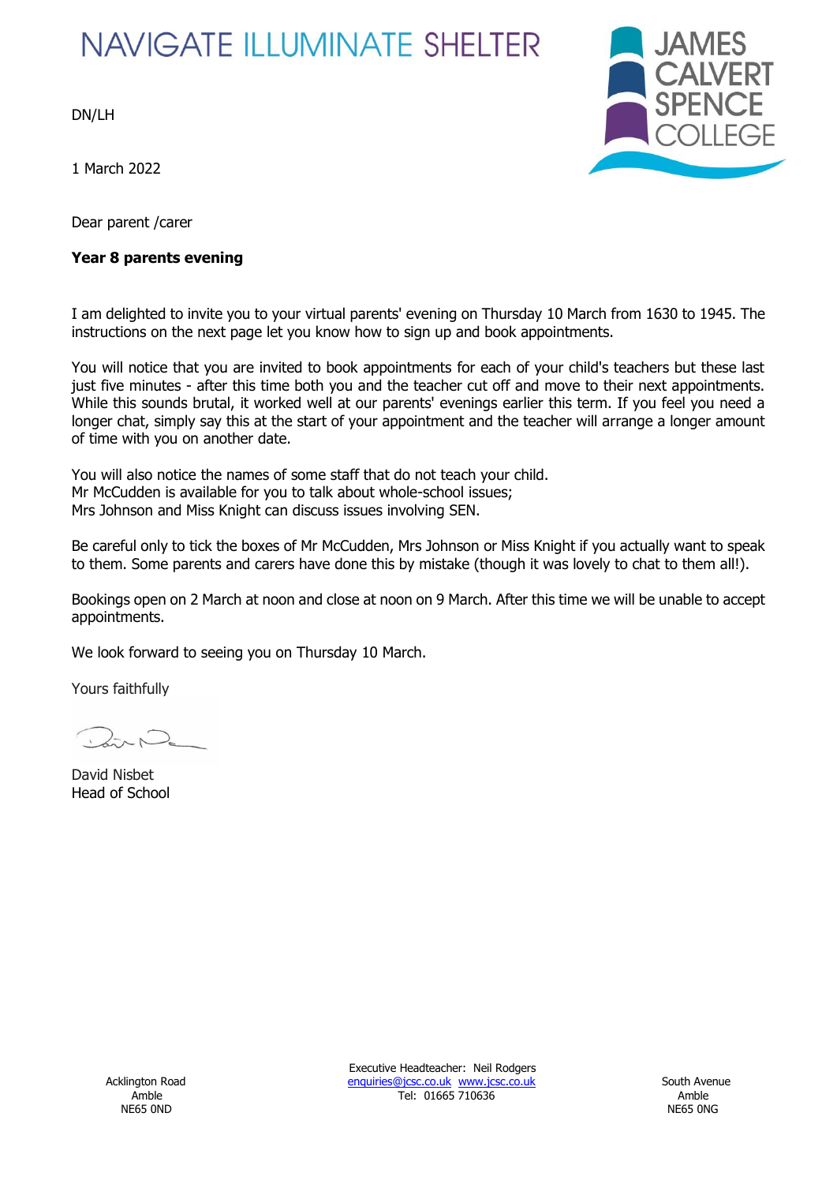NAVIGATE ILLUMINATE SHELTER

JAMES CALVERT SPENCE COLLEGE

DN/LH

1 March 2022

Dear parent /carer

**Year 8 parents evening**

I am delighted to invite you to your virtual parents' evening on Thursday 10 March from 1630 to 1945. The instructions on the next page let you know how to sign up and book appointments.

You will notice that you are invited to book appointments for each of your child's teachers but these last just five minutes - after this time both you and the teacher cut off and move to their next appointments. While this sounds brutal, it worked well at our parents' evenings earlier this term. If you feel you need a longer chat, simply say this at the start of your appointment and the teacher will arrange a longer amount of time with you on another date.

You will also notice the names of some staff that do not teach your child.
Mr McCudden is available for you to talk about whole-school issues;
Mrs Johnson and Miss Knight can discuss issues involving SEN.

Be careful only to tick the boxes of Mr McCudden, Mrs Johnson or Miss Knight if you actually want to speak to them. Some parents and carers have done this by mistake (though it was lovely to chat to them all!).

Bookings open on 2 March at noon and close at noon on 9 March. After this time we will be unable to accept appointments.

We look forward to seeing you on Thursday 10 March.

Yours faithfully

David Nisbet
Head of School

Acklington Road
Amble
NE65 0ND

Executive Headteacher: Neil Rodgers
enquiries@jcsc.co.uk www.jcsc.co.uk
Tel: 01665 710636

South Avenue
Amble
NE65 0NG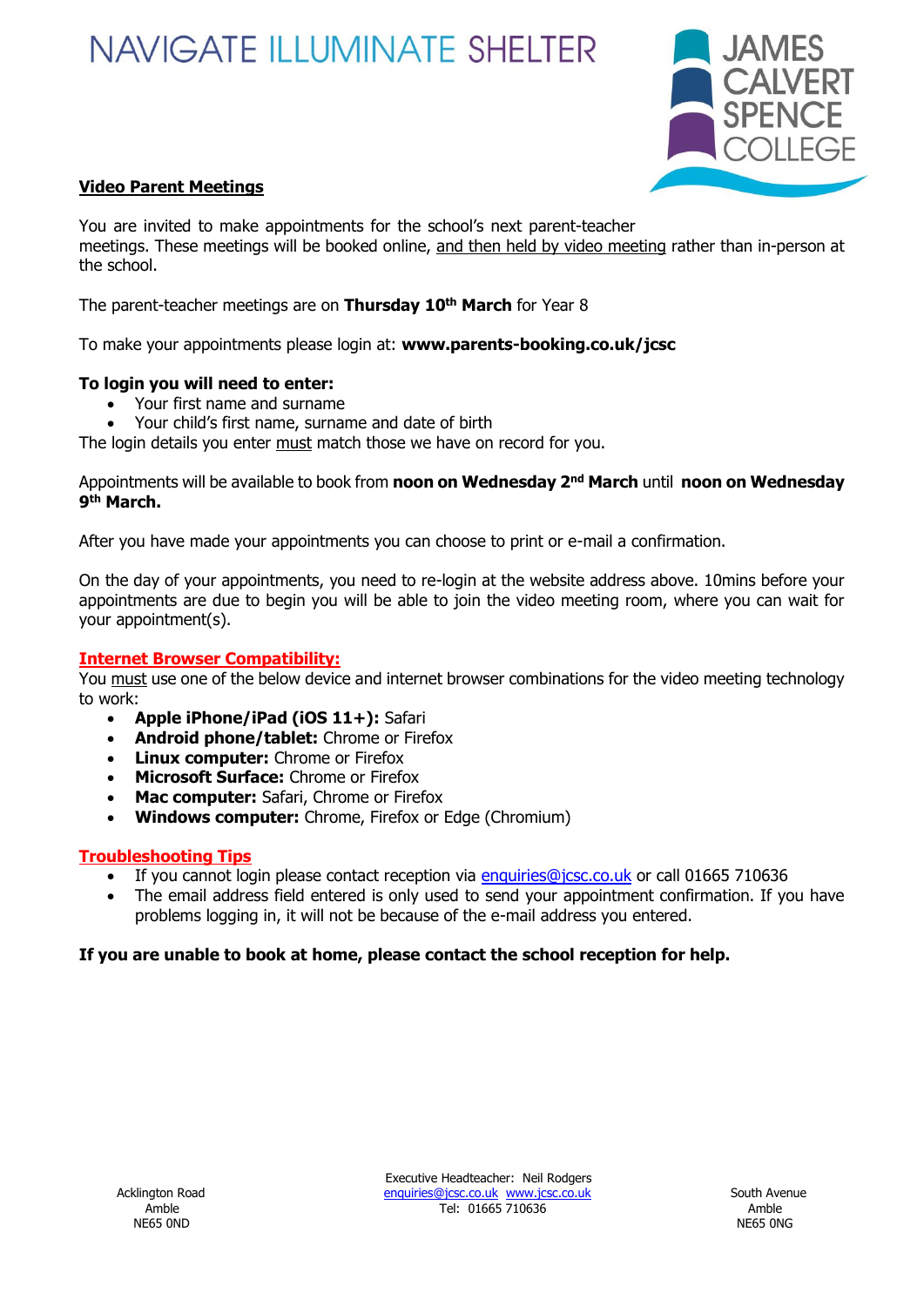NAVIGATE ILLUMINATE SHELTER

JAMES CALVERT SPENCE COLLEGE

**Video Parent Meetings**

You are invited to make appointments for the school's next parent-teacher meetings. These meetings will be booked online, and then held by video meeting rather than in-person at the school.

The parent-teacher meetings are on **Thursday 10th March** for Year 8

To make your appointments please login at: **www.parents-booking.co.uk/jcsc**

**To login you will need to enter:**

- Your first name and surname
- Your child's first name, surname and date of birth

The login details you enter must match those we have on record for you.

Appointments will be available to book from **noon on Wednesday 2nd March** until **noon on Wednesday 9th March.**

After you have made your appointments you can choose to print or e-mail a confirmation.

On the day of your appointments, you need to re-login at the website address above. 10mins before your appointments are due to begin you will be able to join the video meeting room, where you can wait for your appointment(s).

**Internet Browser Compatibility:**

You must use one of the below device and internet browser combinations for the video meeting technology to work:

- **Apple iPhone/iPad (iOS 11+):** Safari
- **Android phone/tablet:** Chrome or Firefox
- **Linux computer:** Chrome or Firefox
- **Microsoft Surface:** Chrome or Firefox
- **Mac computer:** Safari, Chrome or Firefox
- **Windows computer:** Chrome, Firefox or Edge (Chromium)

**Troubleshooting Tips**

- If you cannot login please contact reception via enquiries@jcsc.co.uk or call 01665 710636
- The email address field entered is only used to send your appointment confirmation. If you have problems logging in, it will not be because of the e-mail address you entered.

**If you are unable to book at home, please contact the school reception for help.**

Acklington Road
Amble
NE65 0ND

Executive Headteacher: Neil Rodgers
enquiries@jcsc.co.uk www.jcsc.co.uk
Tel: 01665 710636

South Avenue
Amble
NE65 0NG